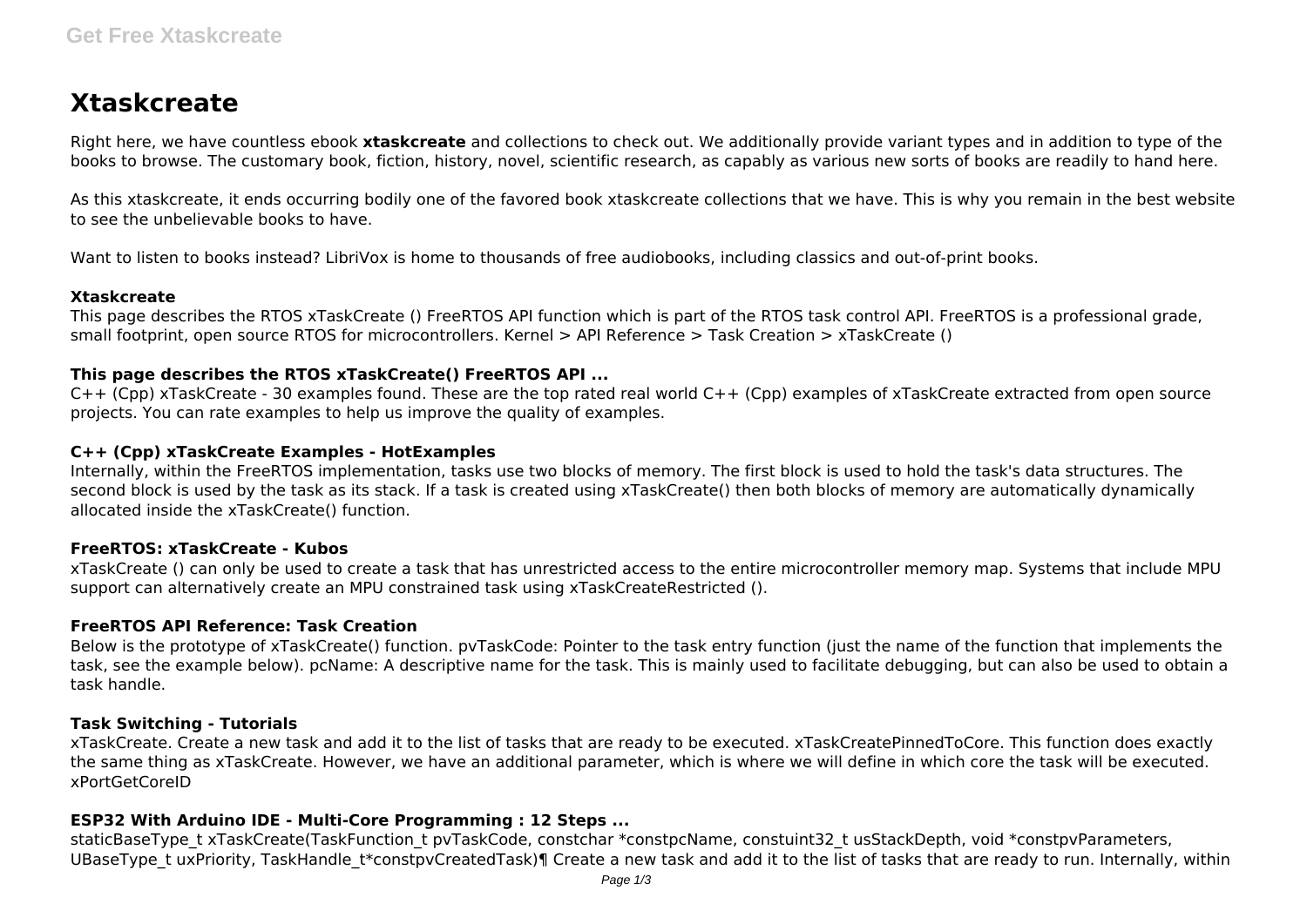# Xtaskcreate

Right here, we have countless ebook **xtaskcreate** and collections to check out. We additionally provide variant types and in addition to type of the books to browse. The customary book, fiction, history, novel, scientific research, as capably as various new sorts of books are readily to hand here.

As this xtaskcreate, it ends occurring bodily one of the favored book xtaskcreate collections that we have. This is why you remain in the best website to see the unbelievable books to have.

Want to listen to books instead? LibriVox is home to thousands of free audiobooks, including classics and out-of-print books.

### Xtaskcreate

This page describes the RTOS xTaskCreate () FreeRTOS API function which is part of the RTOS task control API. FreeRTOS is a professional grade, small footprint, open source RTOS for microcontrollers. Kernel > API Reference > Task Creation > xTaskCreate ()

### This page describes the RTOS xTaskCreate() FreeRTOS API ...

C++ (Cpp) xTaskCreate - 30 examples found. These are the top rated real world C++ (Cpp) examples of xTaskCreate extracted from open source projects. You can rate examples to help us improve the quality of examples.

### C++ (Cpp) xTaskCreate Examples - HotExamples

Internally, within the FreeRTOS implementation, tasks use two blocks of memory. The first block is used to hold the task's data structures. The second block is used by the task as its stack. If a task is created using xTaskCreate() then both blocks of memory are automatically dynamically allocated inside the xTaskCreate() function.

### FreeRTOS: xTaskCreate - Kubos

xTaskCreate () can only be used to create a task that has unrestricted access to the entire microcontroller memory map. Systems that include MPU support can alternatively create an MPU constrained task using xTaskCreateRestricted ().

### FreeRTOS API Reference: Task Creation

Below is the prototype of xTaskCreate() function. pvTaskCode: Pointer to the task entry function (just the name of the function that implements the task, see the example below). pcName: A descriptive name for the task. This is mainly used to facilitate debugging, but can also be used to obtain a task handle.

### Task Switching - Tutorials

xTaskCreate. Create a new task and add it to the list of tasks that are ready to be executed. xTaskCreatePinnedToCore. This function does exactly the same thing as xTaskCreate. However, we have an additional parameter, which is where we will define in which core the task will be executed. xPortGetCoreID

### ESP32 With Arduino IDE - Multi-Core Programming : 12 Steps ...

staticBaseType_t xTaskCreate(TaskFunction_t pvTaskCode, constchar *constpcName, constuint32_t usStackDepth, void *constpvParameters, UBaseType_t uxPriority, TaskHandle_t*constpvCreatedTask)¶ Create a new task and add it to the list of tasks that are ready to run. Internally, within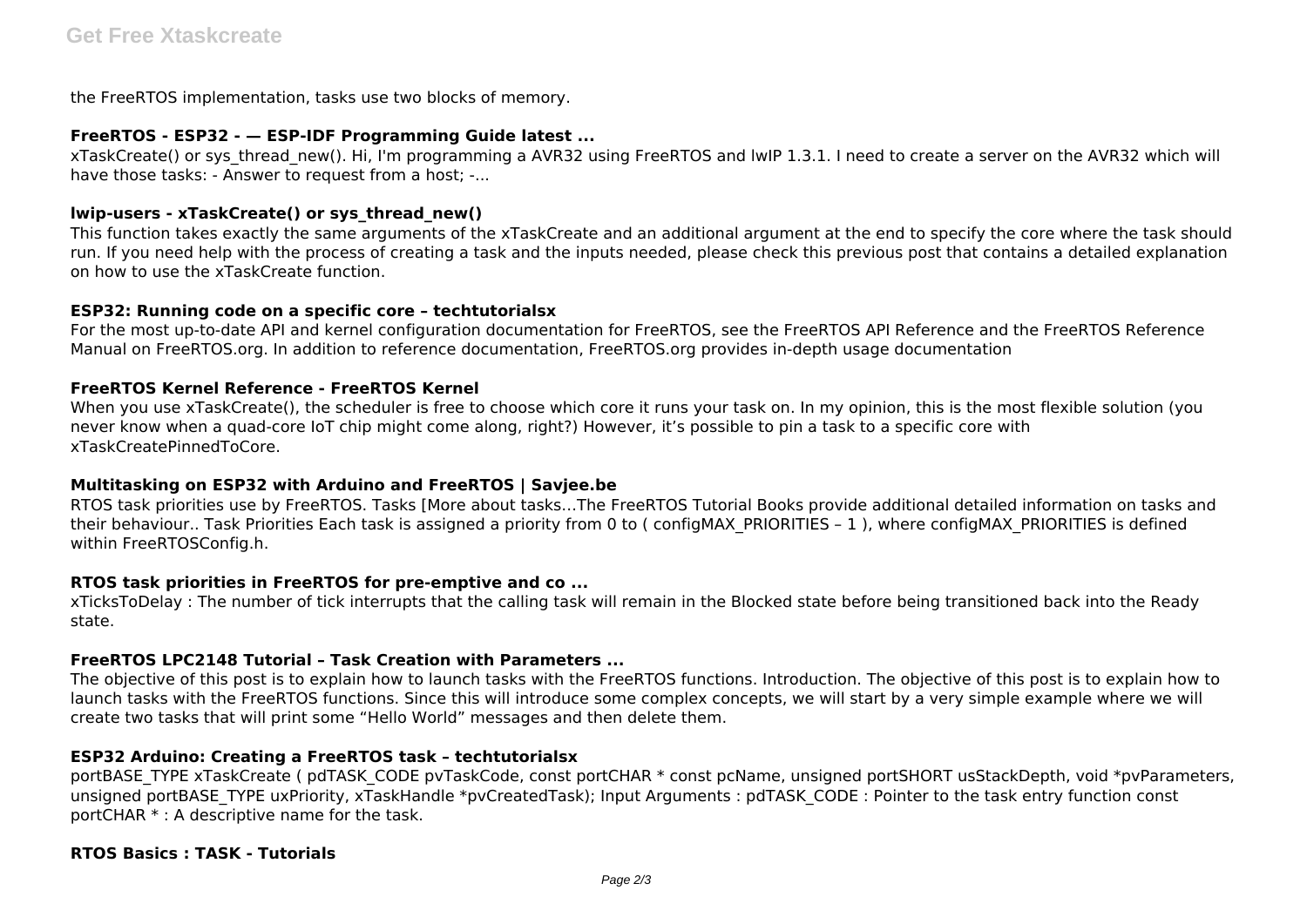the FreeRTOS implementation, tasks use two blocks of memory.

### FreeRTOS - ESP32 - — ESP-IDF Programming Guide latest ...

xTaskCreate() or sys_thread_new(). Hi, I'm programming a AVR32 using FreeRTOS and lwIP 1.3.1. I need to create a server on the AVR32 which will have those tasks: - Answer to request from a host; -...

### lwip-users - xTaskCreate() or sys_thread_new()

This function takes exactly the same arguments of the xTaskCreate and an additional argument at the end to specify the core where the task should run. If you need help with the process of creating a task and the inputs needed, please check this previous post that contains a detailed explanation on how to use the xTaskCreate function.

### ESP32: Running code on a specific core – techtutorialsx

For the most up-to-date API and kernel configuration documentation for FreeRTOS, see the FreeRTOS API Reference and the FreeRTOS Reference Manual on FreeRTOS.org. In addition to reference documentation, FreeRTOS.org provides in-depth usage documentation

### FreeRTOS Kernel Reference - FreeRTOS Kernel

When you use xTaskCreate(), the scheduler is free to choose which core it runs your task on. In my opinion, this is the most flexible solution (you never know when a quad-core IoT chip might come along, right?) However, it's possible to pin a task to a specific core with xTaskCreatePinnedToCore.

### Multitasking on ESP32 with Arduino and FreeRTOS | Savjee.be

RTOS task priorities use by FreeRTOS. Tasks [More about tasks…The FreeRTOS Tutorial Books provide additional detailed information on tasks and their behaviour.. Task Priorities Each task is assigned a priority from 0 to ( configMAX_PRIORITIES – 1 ), where configMAX_PRIORITIES is defined within FreeRTOSConfig.h.

### RTOS task priorities in FreeRTOS for pre-emptive and co ...

xTicksToDelay : The number of tick interrupts that the calling task will remain in the Blocked state before being transitioned back into the Ready state.

### FreeRTOS LPC2148 Tutorial – Task Creation with Parameters ...

The objective of this post is to explain how to launch tasks with the FreeRTOS functions. Introduction. The objective of this post is to explain how to launch tasks with the FreeRTOS functions. Since this will introduce some complex concepts, we will start by a very simple example where we will create two tasks that will print some "Hello World" messages and then delete them.

### ESP32 Arduino: Creating a FreeRTOS task – techtutorialsx

portBASE_TYPE xTaskCreate ( pdTASK_CODE pvTaskCode, const portCHAR * const pcName, unsigned portSHORT usStackDepth, void *pvParameters, unsigned portBASE_TYPE uxPriority, xTaskHandle *pvCreatedTask); Input Arguments : pdTASK_CODE : Pointer to the task entry function const portCHAR * : A descriptive name for the task.

### RTOS Basics : TASK - Tutorials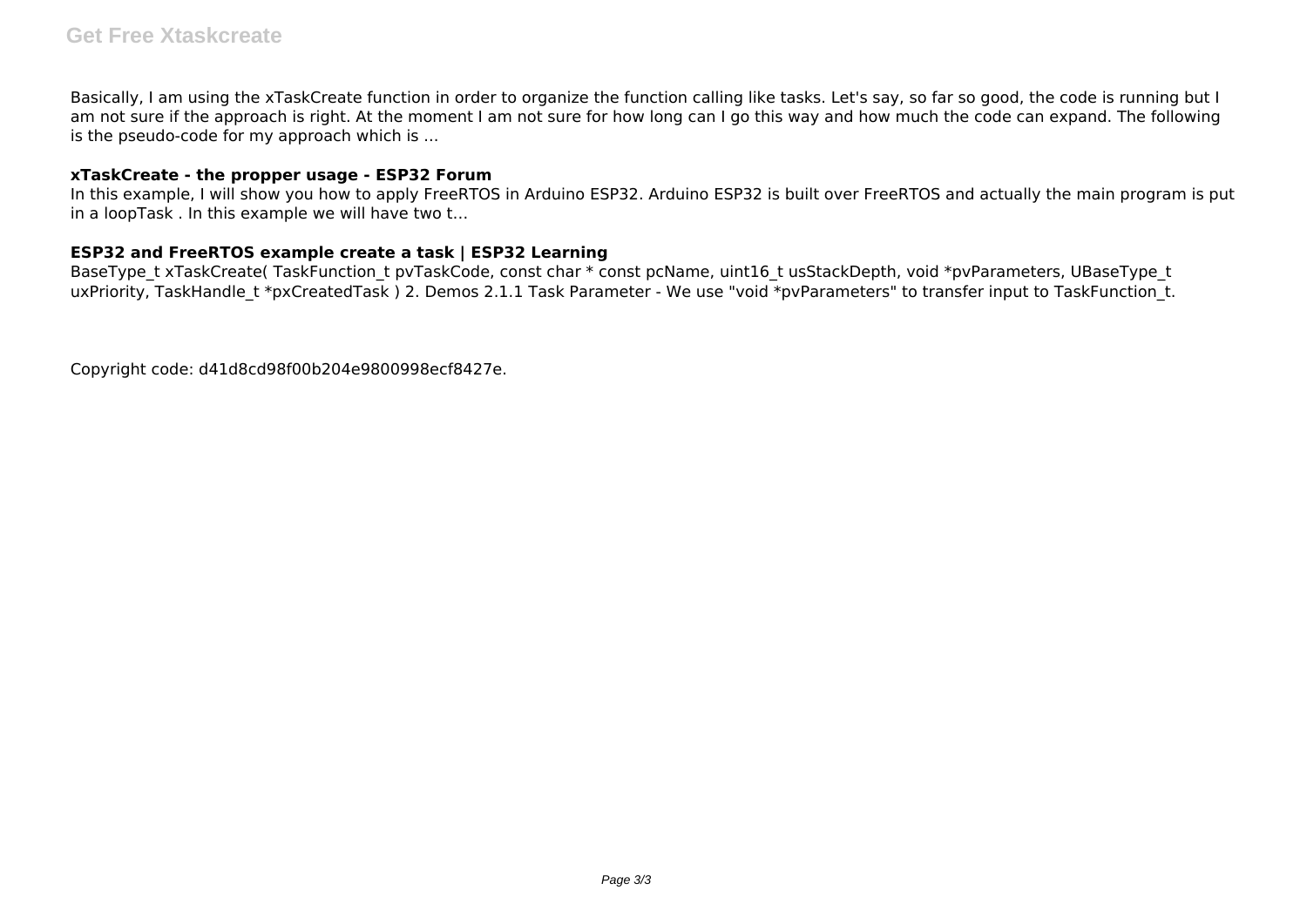Basically, I am using the xTaskCreate function in order to organize the function calling like tasks. Let's say, so far so good, the code is running but I am not sure if the approach is right. At the moment I am not sure for how long can I go this way and how much the code can expand. The following is the pseudo-code for my approach which is ...

**xTaskCreate - the propper usage - ESP32 Forum**

In this example, I will show you how to apply FreeRTOS in Arduino ESP32. Arduino ESP32 is built over FreeRTOS and actually the main program is put in a loopTask . In this example we will have two t...

**ESP32 and FreeRTOS example create a task | ESP32 Learning**

BaseType_t xTaskCreate( TaskFunction_t pvTaskCode, const char * const pcName, uint16_t usStackDepth, void *pvParameters, UBaseType_t uxPriority, TaskHandle_t *pxCreatedTask ) 2. Demos 2.1.1 Task Parameter - We use "void *pvParameters" to transfer input to TaskFunction_t.

Copyright code: d41d8cd98f00b204e9800998ecf8427e.